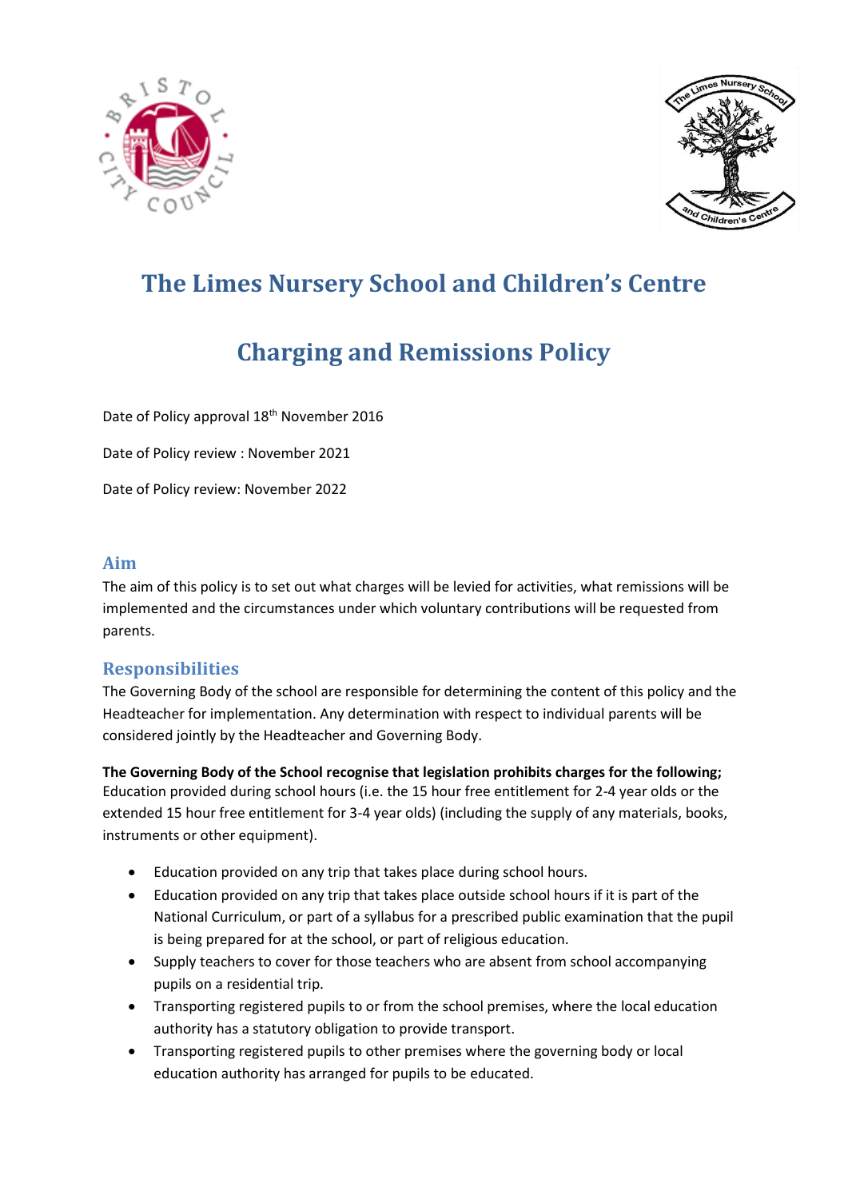# The Limes Nursery School and Children's Centre

# Charging and Remissions Policy

Date of Policy approval 18th November 2016

Date of Policy review : November 2021

Date of Policy review: November 2022

## Aim

The aim of this policy is to set out what charges will be levied for activities, what remissions will be implemented and the circumstances under which voluntary contributions will be requested from parents.

## Responsibilities

The Governing Body of the school are responsible for determining the content of this policy and the Headteacher for implementation. Any determination with respect to individual parents will be considered jointly by the Headteacher and Governing Body.

**The Governing Body of the School recognise that legislation prohibits charges for the following;**
Education provided during school hours (i.e. the 15 hour free entitlement for 2-4 year olds or the extended 15 hour free entitlement for 3-4 year olds) (including the supply of any materials, books, instruments or other equipment).

- Education provided on any trip that takes place during school hours.
- Education provided on any trip that takes place outside school hours if it is part of the National Curriculum, or part of a syllabus for a prescribed public examination that the pupil is being prepared for at the school, or part of religious education.
- Supply teachers to cover for those teachers who are absent from school accompanying pupils on a residential trip.
- Transporting registered pupils to or from the school premises, where the local education authority has a statutory obligation to provide transport.
- Transporting registered pupils to other premises where the governing body or local education authority has arranged for pupils to be educated.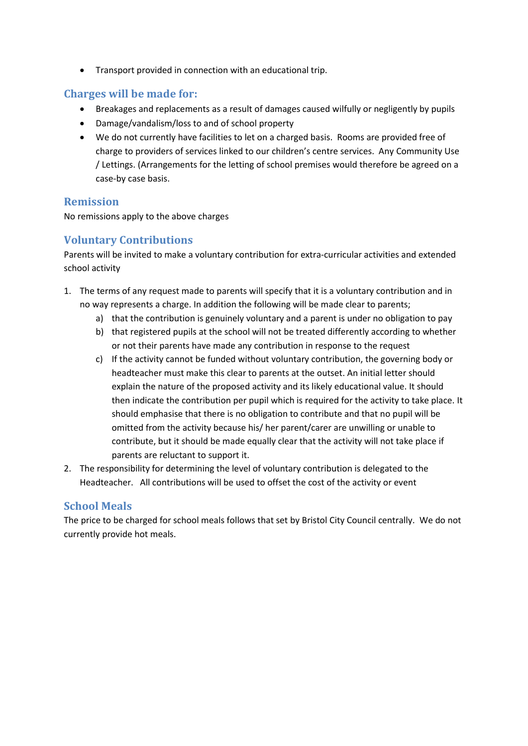- Transport provided in connection with an educational trip.

## Charges will be made for:

- Breakages and replacements as a result of damages caused wilfully or negligently by pupils
- Damage/vandalism/loss to and of school property
- We do not currently have facilities to let on a charged basis. Rooms are provided free of charge to providers of services linked to our children's centre services. Any Community Use / Lettings. (Arrangements for the letting of school premises would therefore be agreed on a case-by case basis.

## Remission

No remissions apply to the above charges

## Voluntary Contributions

Parents will be invited to make a voluntary contribution for extra-curricular activities and extended school activity

1. The terms of any request made to parents will specify that it is a voluntary contribution and in no way represents a charge. In addition the following will be made clear to parents;
   a) that the contribution is genuinely voluntary and a parent is under no obligation to pay
   b) that registered pupils at the school will not be treated differently according to whether or not their parents have made any contribution in response to the request
   c) If the activity cannot be funded without voluntary contribution, the governing body or headteacher must make this clear to parents at the outset. An initial letter should explain the nature of the proposed activity and its likely educational value. It should then indicate the contribution per pupil which is required for the activity to take place. It should emphasise that there is no obligation to contribute and that no pupil will be omitted from the activity because his/ her parent/carer are unwilling or unable to contribute, but it should be made equally clear that the activity will not take place if parents are reluctant to support it.
2. The responsibility for determining the level of voluntary contribution is delegated to the Headteacher. All contributions will be used to offset the cost of the activity or event

## School Meals

The price to be charged for school meals follows that set by Bristol City Council centrally. We do not currently provide hot meals.